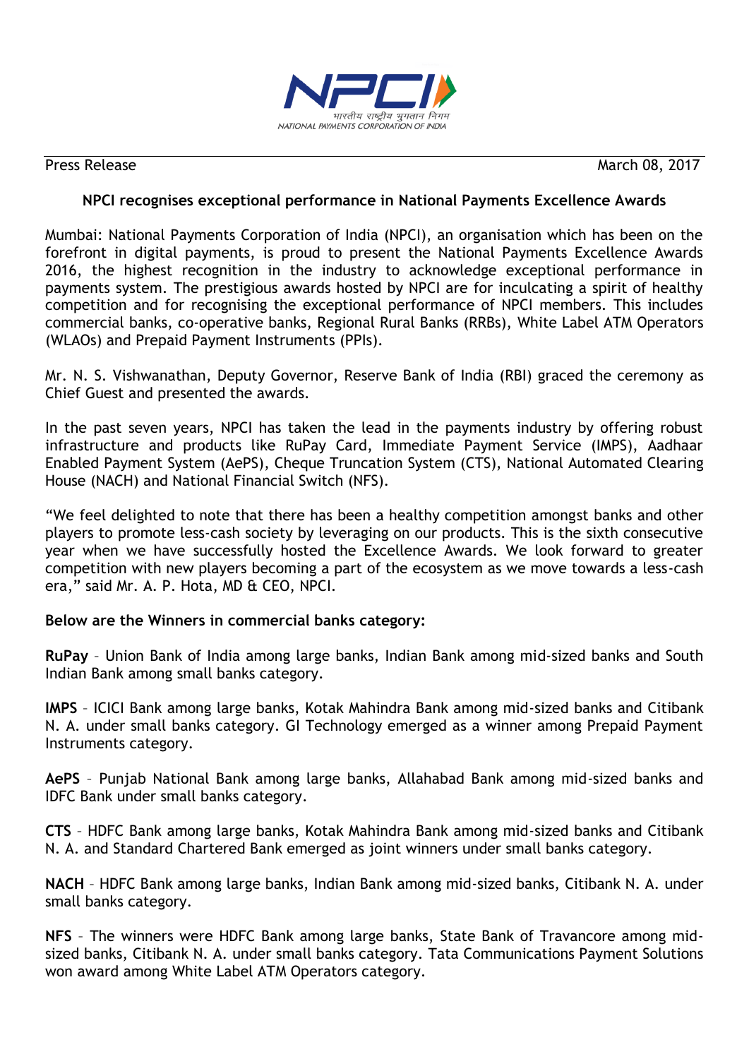Press Release March 08, 2017

## NPCI recognises exceptional performance in National Payments Excellence Awards

Mumbai: National Payments Corporation of India (NPCI), an organisation which has been on the forefront in digital payments, is proud to present the National Payments Excellence Awards 2016, the highest recognition in the industry to acknowledge exceptional performance in payments system. The prestigious awards hosted by NPCI are for inculcating a spirit of healthy competition and for recognising the exceptional performance of NPCI members. This includes commercial banks, co-operative banks, Regional Rural Banks (RRBs), White Label ATM Operators (WLAOs) and Prepaid Payment Instruments (PPIs).

Mr. N. S. Vishwanathan, Deputy Governor, Reserve Bank of India (RBI) graced the ceremony as Chief Guest and presented the awards.

In the past seven years, NPCI has taken the lead in the payments industry by offering robust infrastructure and products like RuPay Card, Immediate Payment Service (IMPS), Aadhaar Enabled Payment System (AePS), Cheque Truncation System (CTS), National Automated Clearing House (NACH) and National Financial Switch (NFS).

"We feel delighted to note that there has been a healthy competition amongst banks and other players to promote less-cash society by leveraging on our products. This is the sixth consecutive year when we have successfully hosted the Excellence Awards. We look forward to greater competition with new players becoming a part of the ecosystem as we move towards a less-cash era," said Mr. A. P. Hota, MD & CEO, NPCI.

**Below are the Winners in commercial banks category:**

**RuPay** – Union Bank of India among large banks, Indian Bank among mid-sized banks and South Indian Bank among small banks category.

**IMPS** – ICICI Bank among large banks, Kotak Mahindra Bank among mid-sized banks and Citibank N. A. under small banks category. GI Technology emerged as a winner among Prepaid Payment Instruments category.

**AePS** – Punjab National Bank among large banks, Allahabad Bank among mid-sized banks and IDFC Bank under small banks category.

**CTS** – HDFC Bank among large banks, Kotak Mahindra Bank among mid-sized banks and Citibank N. A. and Standard Chartered Bank emerged as joint winners under small banks category.

**NACH** – HDFC Bank among large banks, Indian Bank among mid-sized banks, Citibank N. A. under small banks category.

**NFS** – The winners were HDFC Bank among large banks, State Bank of Travancore among mid-sized banks, Citibank N. A. under small banks category. Tata Communications Payment Solutions won award among White Label ATM Operators category.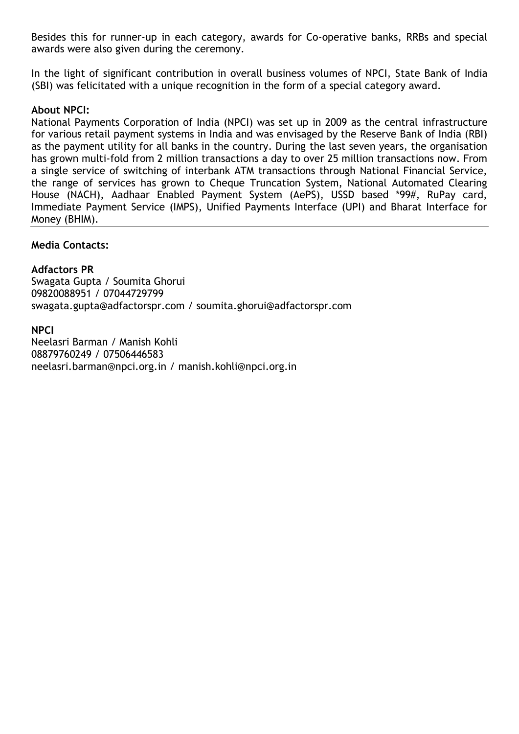Besides this for runner-up in each category, awards for Co-operative banks, RRBs and special awards were also given during the ceremony.

In the light of significant contribution in overall business volumes of NPCI, State Bank of India (SBI) was felicitated with a unique recognition in the form of a special category award.

**About NPCI:**
National Payments Corporation of India (NPCI) was set up in 2009 as the central infrastructure for various retail payment systems in India and was envisaged by the Reserve Bank of India (RBI) as the payment utility for all banks in the country. During the last seven years, the organisation has grown multi-fold from 2 million transactions a day to over 25 million transactions now. From a single service of switching of interbank ATM transactions through National Financial Service, the range of services has grown to Cheque Truncation System, National Automated Clearing House (NACH), Aadhaar Enabled Payment System (AePS), USSD based *99#, RuPay card, Immediate Payment Service (IMPS), Unified Payments Interface (UPI) and Bharat Interface for Money (BHIM).

---

**Media Contacts:**

**Adfactors PR**
Swagata Gupta / Soumita Ghorui
09820088951 / 07044729799
swagata.gupta@adfactorspr.com / soumita.ghorui@adfactorspr.com

**NPCI**
Neelasri Barman / Manish Kohli
08879760249 / 07506446583
neelasri.barman@npci.org.in / manish.kohli@npci.org.in